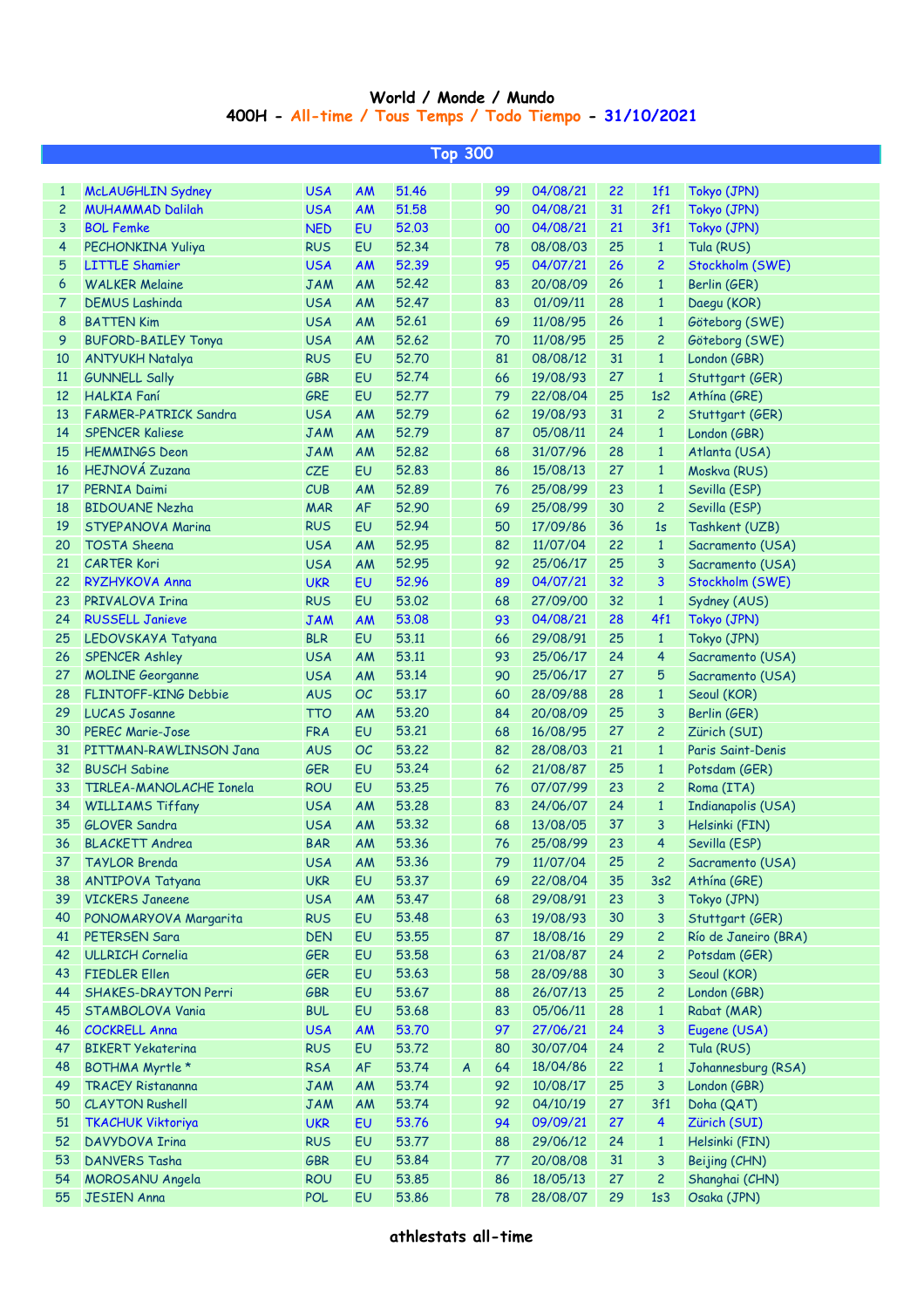# World / Monde / Mundo

## 400H - All-time / Tous Temps / Todo Tiempo - 31/10/2021

### Top 300

| | | | | | | | | | | |
|---|---|---|---|---|---|---|---|---|---|---|
| 1 | McLAUGHLIN Sydney | USA | AM | 51.46 | | 99 | 04/08/21 | 22 | 1f1 | Tokyo (JPN) |
| 2 | MUHAMMAD Dalilah | USA | AM | 51.58 | | 90 | 04/08/21 | 31 | 2f1 | Tokyo (JPN) |
| 3 | BOL Femke | NED | EU | 52.03 | | 00 | 04/08/21 | 21 | 3f1 | Tokyo (JPN) |
| 4 | PECHONKINA Yuliya | RUS | EU | 52.34 | | 78 | 08/08/03 | 25 | 1 | Tula (RUS) |
| 5 | LITTLE Shamier | USA | AM | 52.39 | | 95 | 04/07/21 | 26 | 2 | Stockholm (SWE) |
| 6 | WALKER Melaine | JAM | AM | 52.42 | | 83 | 20/08/09 | 26 | 1 | Berlin (GER) |
| 7 | DEMUS Lashinda | USA | AM | 52.47 | | 83 | 01/09/11 | 28 | 1 | Daegu (KOR) |
| 8 | BATTEN Kim | USA | AM | 52.61 | | 69 | 11/08/95 | 26 | 1 | Göteborg (SWE) |
| 9 | BUFORD-BAILEY Tonya | USA | AM | 52.62 | | 70 | 11/08/95 | 25 | 2 | Göteborg (SWE) |
| 10 | ANTYUKH Natalya | RUS | EU | 52.70 | | 81 | 08/08/12 | 31 | 1 | London (GBR) |
| 11 | GUNNELL Sally | GBR | EU | 52.74 | | 66 | 19/08/93 | 27 | 1 | Stuttgart (GER) |
| 12 | HALKIA Faní | GRE | EU | 52.77 | | 79 | 22/08/04 | 25 | 1s2 | Athína (GRE) |
| 13 | FARMER-PATRICK Sandra | USA | AM | 52.79 | | 62 | 19/08/93 | 31 | 2 | Stuttgart (GER) |
| 14 | SPENCER Kaliese | JAM | AM | 52.79 | | 87 | 05/08/11 | 24 | 1 | London (GBR) |
| 15 | HEMMINGS Deon | JAM | AM | 52.82 | | 68 | 31/07/96 | 28 | 1 | Atlanta (USA) |
| 16 | HEJNOVÁ Zuzana | CZE | EU | 52.83 | | 86 | 15/08/13 | 27 | 1 | Moskva (RUS) |
| 17 | PERNIA Daimi | CUB | AM | 52.89 | | 76 | 25/08/99 | 23 | 1 | Sevilla (ESP) |
| 18 | BIDOUANE Nezha | MAR | AF | 52.90 | | 69 | 25/08/99 | 30 | 2 | Sevilla (ESP) |
| 19 | STYEPANOVA Marina | RUS | EU | 52.94 | | 50 | 17/09/86 | 36 | 1s | Tashkent (UZB) |
| 20 | TOSTA Sheena | USA | AM | 52.95 | | 82 | 11/07/04 | 22 | 1 | Sacramento (USA) |
| 21 | CARTER Kori | USA | AM | 52.95 | | 92 | 25/06/17 | 25 | 3 | Sacramento (USA) |
| 22 | RYZHYKOVA Anna | UKR | EU | 52.96 | | 89 | 04/07/21 | 32 | 3 | Stockholm (SWE) |
| 23 | PRIVALOVA Irina | RUS | EU | 53.02 | | 68 | 27/09/00 | 32 | 1 | Sydney (AUS) |
| 24 | RUSSELL Janieve | JAM | AM | 53.08 | | 93 | 04/08/21 | 28 | 4f1 | Tokyo (JPN) |
| 25 | LEDOVSKAYA Tatyana | BLR | EU | 53.11 | | 66 | 29/08/91 | 25 | 1 | Tokyo (JPN) |
| 26 | SPENCER Ashley | USA | AM | 53.11 | | 93 | 25/06/17 | 24 | 4 | Sacramento (USA) |
| 27 | MOLINE Georganne | USA | AM | 53.14 | | 90 | 25/06/17 | 27 | 5 | Sacramento (USA) |
| 28 | FLINTOFF-KING Debbie | AUS | OC | 53.17 | | 60 | 28/09/88 | 28 | 1 | Seoul (KOR) |
| 29 | LUCAS Josanne | TTO | AM | 53.20 | | 84 | 20/08/09 | 25 | 3 | Berlin (GER) |
| 30 | PEREC Marie-Jose | FRA | EU | 53.21 | | 68 | 16/08/95 | 27 | 2 | Zürich (SUI) |
| 31 | PITTMAN-RAWLINSON Jana | AUS | OC | 53.22 | | 82 | 28/08/03 | 21 | 1 | Paris Saint-Denis |
| 32 | BUSCH Sabine | GER | EU | 53.24 | | 62 | 21/08/87 | 25 | 1 | Potsdam (GER) |
| 33 | TIRLEA-MANOLACHE Ionela | ROU | EU | 53.25 | | 76 | 07/07/99 | 23 | 2 | Roma (ITA) |
| 34 | WILLIAMS Tiffany | USA | AM | 53.28 | | 83 | 24/06/07 | 24 | 1 | Indianapolis (USA) |
| 35 | GLOVER Sandra | USA | AM | 53.32 | | 68 | 13/08/05 | 37 | 3 | Helsinki (FIN) |
| 36 | BLACKETT Andrea | BAR | AM | 53.36 | | 76 | 25/08/99 | 23 | 4 | Sevilla (ESP) |
| 37 | TAYLOR Brenda | USA | AM | 53.36 | | 79 | 11/07/04 | 25 | 2 | Sacramento (USA) |
| 38 | ANTIPOVA Tatyana | UKR | EU | 53.37 | | 69 | 22/08/04 | 35 | 3s2 | Athína (GRE) |
| 39 | VICKERS Janeene | USA | AM | 53.47 | | 68 | 29/08/91 | 23 | 3 | Tokyo (JPN) |
| 40 | PONOMARYOVA Margarita | RUS | EU | 53.48 | | 63 | 19/08/93 | 30 | 3 | Stuttgart (GER) |
| 41 | PETERSEN Sara | DEN | EU | 53.55 | | 87 | 18/08/16 | 29 | 2 | Río de Janeiro (BRA) |
| 42 | ULLRICH Cornelia | GER | EU | 53.58 | | 63 | 21/08/87 | 24 | 2 | Potsdam (GER) |
| 43 | FIEDLER Ellen | GER | EU | 53.63 | | 58 | 28/09/88 | 30 | 3 | Seoul (KOR) |
| 44 | SHAKES-DRAYTON Perri | GBR | EU | 53.67 | | 88 | 26/07/13 | 25 | 2 | London (GBR) |
| 45 | STAMBOLOVA Vania | BUL | EU | 53.68 | | 83 | 05/06/11 | 28 | 1 | Rabat (MAR) |
| 46 | COCKRELL Anna | USA | AM | 53.70 | | 97 | 27/06/21 | 24 | 3 | Eugene (USA) |
| 47 | BIKERT Yekaterina | RUS | EU | 53.72 | | 80 | 30/07/04 | 24 | 2 | Tula (RUS) |
| 48 | BOTHMA Myrtle * | RSA | AF | 53.74 | A | 64 | 18/04/86 | 22 | 1 | Johannesburg (RSA) |
| 49 | TRACEY Ristananna | JAM | AM | 53.74 | | 92 | 10/08/17 | 25 | 3 | London (GBR) |
| 50 | CLAYTON Rushell | JAM | AM | 53.74 | | 92 | 04/10/19 | 27 | 3f1 | Doha (QAT) |
| 51 | TKACHUK Viktoriya | UKR | EU | 53.76 | | 94 | 09/09/21 | 27 | 4 | Zürich (SUI) |
| 52 | DAVYDOVA Irina | RUS | EU | 53.77 | | 88 | 29/06/12 | 24 | 1 | Helsinki (FIN) |
| 53 | DANVERS Tasha | GBR | EU | 53.84 | | 77 | 20/08/08 | 31 | 3 | Beijing (CHN) |
| 54 | MOROSANU Angela | ROU | EU | 53.85 | | 86 | 18/05/13 | 27 | 2 | Shanghai (CHN) |
| 55 | JESIEN Anna | POL | EU | 53.86 | | 78 | 28/08/07 | 29 | 1s3 | Osaka (JPN) |

athlestats all-time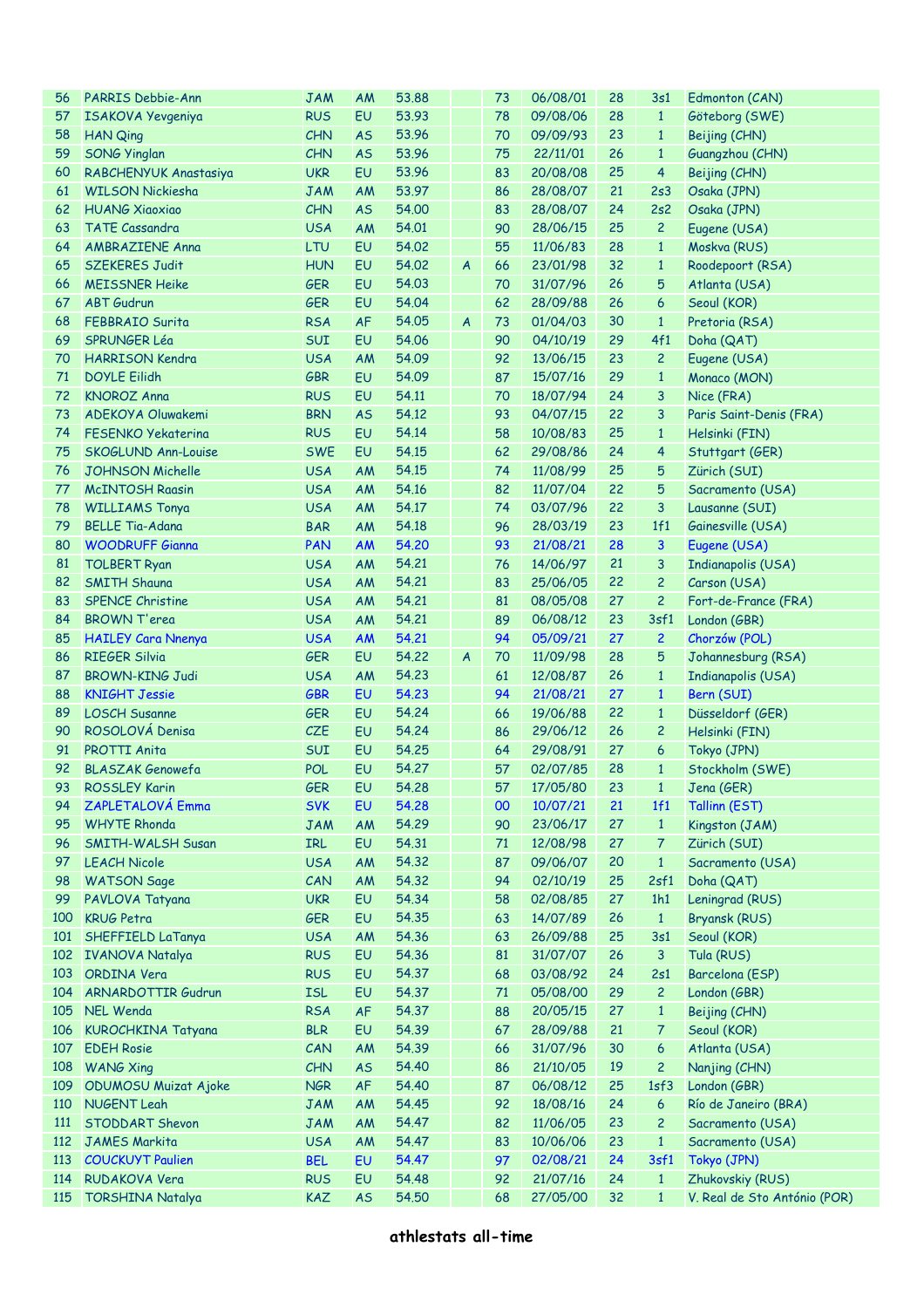| | | | | | | | | | | |
|---|---|---|---|---|---|---|---|---|---|---|
| 56 | PARRIS Debbie-Ann | JAM | AM | 53.88 | | 73 | 06/08/01 | 28 | 3s1 | Edmonton (CAN) |
| 57 | ISAKOVA Yevgeniya | RUS | EU | 53.93 | | 78 | 09/08/06 | 28 | 1 | Göteborg (SWE) |
| 58 | HAN Qing | CHN | AS | 53.96 | | 70 | 09/09/93 | 23 | 1 | Beijing (CHN) |
| 59 | SONG Yinglan | CHN | AS | 53.96 | | 75 | 22/11/01 | 26 | 1 | Guangzhou (CHN) |
| 60 | RABCHENYUK Anastasiya | UKR | EU | 53.96 | | 83 | 20/08/08 | 25 | 4 | Beijing (CHN) |
| 61 | WILSON Nickiesha | JAM | AM | 53.97 | | 86 | 28/08/07 | 21 | 2s3 | Osaka (JPN) |
| 62 | HUANG Xiaoxiao | CHN | AS | 54.00 | | 83 | 28/08/07 | 24 | 2s2 | Osaka (JPN) |
| 63 | TATE Cassandra | USA | AM | 54.01 | | 90 | 28/06/15 | 25 | 2 | Eugene (USA) |
| 64 | AMBRAZIENE Anna | LTU | EU | 54.02 | | 55 | 11/06/83 | 28 | 1 | Moskva (RUS) |
| 65 | SZEKERES Judit | HUN | EU | 54.02 | A | 66 | 23/01/98 | 32 | 1 | Roodepoort (RSA) |
| 66 | MEISSNER Heike | GER | EU | 54.03 | | 70 | 31/07/96 | 26 | 5 | Atlanta (USA) |
| 67 | ABT Gudrun | GER | EU | 54.04 | | 62 | 28/09/88 | 26 | 6 | Seoul (KOR) |
| 68 | FEBBRAIO Surita | RSA | AF | 54.05 | A | 73 | 01/04/03 | 30 | 1 | Pretoria (RSA) |
| 69 | SPRUNGER Léa | SUI | EU | 54.06 | | 90 | 04/10/19 | 29 | 4f1 | Doha (QAT) |
| 70 | HARRISON Kendra | USA | AM | 54.09 | | 92 | 13/06/15 | 23 | 2 | Eugene (USA) |
| 71 | DOYLE Eilidh | GBR | EU | 54.09 | | 87 | 15/07/16 | 29 | 1 | Monaco (MON) |
| 72 | KNOROZ Anna | RUS | EU | 54.11 | | 70 | 18/07/94 | 24 | 3 | Nice (FRA) |
| 73 | ADEKOYA Oluwakemi | BRN | AS | 54.12 | | 93 | 04/07/15 | 22 | 3 | Paris Saint-Denis (FRA) |
| 74 | FESENKO Yekaterina | RUS | EU | 54.14 | | 58 | 10/08/83 | 25 | 1 | Helsinki (FIN) |
| 75 | SKOGLUND Ann-Louise | SWE | EU | 54.15 | | 62 | 29/08/86 | 24 | 4 | Stuttgart (GER) |
| 76 | JOHNSON Michelle | USA | AM | 54.15 | | 74 | 11/08/99 | 25 | 5 | Zürich (SUI) |
| 77 | McINTOSH Raasin | USA | AM | 54.16 | | 82 | 11/07/04 | 22 | 5 | Sacramento (USA) |
| 78 | WILLIAMS Tonya | USA | AM | 54.17 | | 74 | 03/07/96 | 22 | 3 | Lausanne (SUI) |
| 79 | BELLE Tia-Adana | BAR | AM | 54.18 | | 96 | 28/03/19 | 23 | 1f1 | Gainesville (USA) |
| 80 | WOODRUFF Gianna | PAN | AM | 54.20 | | 93 | 21/08/21 | 28 | 3 | Eugene (USA) |
| 81 | TOLBERT Ryan | USA | AM | 54.21 | | 76 | 14/06/97 | 21 | 3 | Indianapolis (USA) |
| 82 | SMITH Shauna | USA | AM | 54.21 | | 83 | 25/06/05 | 22 | 2 | Carson (USA) |
| 83 | SPENCE Christine | USA | AM | 54.21 | | 81 | 08/05/08 | 27 | 2 | Fort-de-France (FRA) |
| 84 | BROWN T'erea | USA | AM | 54.21 | | 89 | 06/08/12 | 23 | 3sf1 | London (GBR) |
| 85 | HAILEY Cara Nnenya | USA | AM | 54.21 | | 94 | 05/09/21 | 27 | 2 | Chorzów (POL) |
| 86 | RIEGER Silvia | GER | EU | 54.22 | A | 70 | 11/09/98 | 28 | 5 | Johannesburg (RSA) |
| 87 | BROWN-KING Judi | USA | AM | 54.23 | | 61 | 12/08/87 | 26 | 1 | Indianapolis (USA) |
| 88 | KNIGHT Jessie | GBR | EU | 54.23 | | 94 | 21/08/21 | 27 | 1 | Bern (SUI) |
| 89 | LOSCH Susanne | GER | EU | 54.24 | | 66 | 19/06/88 | 22 | 1 | Düsseldorf (GER) |
| 90 | ROSOLOVÁ Denisa | CZE | EU | 54.24 | | 86 | 29/06/12 | 26 | 2 | Helsinki (FIN) |
| 91 | PROTTI Anita | SUI | EU | 54.25 | | 64 | 29/08/91 | 27 | 6 | Tokyo (JPN) |
| 92 | BLASZAK Genowefa | POL | EU | 54.27 | | 57 | 02/07/85 | 28 | 1 | Stockholm (SWE) |
| 93 | ROSSLEY Karin | GER | EU | 54.28 | | 57 | 17/05/80 | 23 | 1 | Jena (GER) |
| 94 | ZAPLETALOVÁ Emma | SVK | EU | 54.28 | | 00 | 10/07/21 | 21 | 1f1 | Tallinn (EST) |
| 95 | WHYTE Rhonda | JAM | AM | 54.29 | | 90 | 23/06/17 | 27 | 1 | Kingston (JAM) |
| 96 | SMITH-WALSH Susan | IRL | EU | 54.31 | | 71 | 12/08/98 | 27 | 7 | Zürich (SUI) |
| 97 | LEACH Nicole | USA | AM | 54.32 | | 87 | 09/06/07 | 20 | 1 | Sacramento (USA) |
| 98 | WATSON Sage | CAN | AM | 54.32 | | 94 | 02/10/19 | 25 | 2sf1 | Doha (QAT) |
| 99 | PAVLOVA Tatyana | UKR | EU | 54.34 | | 58 | 02/08/85 | 27 | 1h1 | Leningrad (RUS) |
| 100 | KRUG Petra | GER | EU | 54.35 | | 63 | 14/07/89 | 26 | 1 | Bryansk (RUS) |
| 101 | SHEFFIELD LaTanya | USA | AM | 54.36 | | 63 | 26/09/88 | 25 | 3s1 | Seoul (KOR) |
| 102 | IVANOVA Natalya | RUS | EU | 54.36 | | 81 | 31/07/07 | 26 | 3 | Tula (RUS) |
| 103 | ORDINA Vera | RUS | EU | 54.37 | | 68 | 03/08/92 | 24 | 2s1 | Barcelona (ESP) |
| 104 | ARNARDOTTIR Gudrun | ISL | EU | 54.37 | | 71 | 05/08/00 | 29 | 2 | London (GBR) |
| 105 | NEL Wenda | RSA | AF | 54.37 | | 88 | 20/05/15 | 27 | 1 | Beijing (CHN) |
| 106 | KUROCHKINA Tatyana | BLR | EU | 54.39 | | 67 | 28/09/88 | 21 | 7 | Seoul (KOR) |
| 107 | EDEH Rosie | CAN | AM | 54.39 | | 66 | 31/07/96 | 30 | 6 | Atlanta (USA) |
| 108 | WANG Xing | CHN | AS | 54.40 | | 86 | 21/10/05 | 19 | 2 | Nanjing (CHN) |
| 109 | ODUMOSU Muizat Ajoke | NGR | AF | 54.40 | | 87 | 06/08/12 | 25 | 1sf3 | London (GBR) |
| 110 | NUGENT Leah | JAM | AM | 54.45 | | 92 | 18/08/16 | 24 | 6 | Río de Janeiro (BRA) |
| 111 | STODDART Shevon | JAM | AM | 54.47 | | 82 | 11/06/05 | 23 | 2 | Sacramento (USA) |
| 112 | JAMES Markita | USA | AM | 54.47 | | 83 | 10/06/06 | 23 | 1 | Sacramento (USA) |
| 113 | COUCKUYT Paulien | BEL | EU | 54.47 | | 97 | 02/08/21 | 24 | 3sf1 | Tokyo (JPN) |
| 114 | RUDAKOVA Vera | RUS | EU | 54.48 | | 92 | 21/07/16 | 24 | 1 | Zhukovskiy (RUS) |
| 115 | TORSHINA Natalya | KAZ | AS | 54.50 | | 68 | 27/05/00 | 32 | 1 | V. Real de Sto António (POR) |

**athlestats all-time**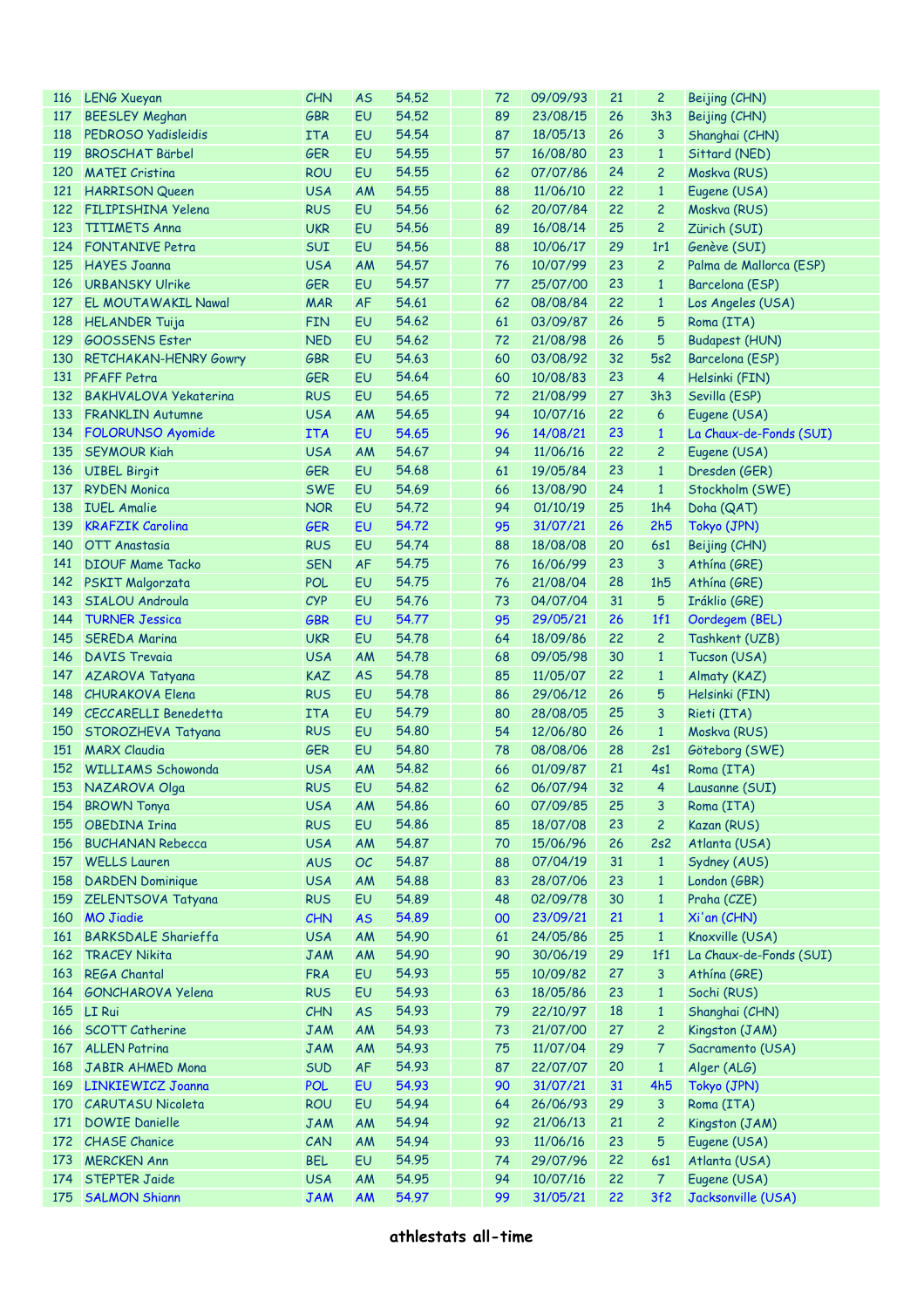| | | | | | | | | | | |
|---|---|---|---|---|---|---|---|---|---|---|
| 116 | LENG Xueyan | CHN | AS | 54.52 | | 72 | 09/09/93 | 21 | 2 | Beijing (CHN) |
| 117 | BEESLEY Meghan | GBR | EU | 54.52 | | 89 | 23/08/15 | 26 | 3h3 | Beijing (CHN) |
| 118 | PEDROSO Yadisleidis | ITA | EU | 54.54 | | 87 | 18/05/13 | 26 | 3 | Shanghai (CHN) |
| 119 | BROSCHAT Bärbel | GER | EU | 54.55 | | 57 | 16/08/80 | 23 | 1 | Sittard (NED) |
| 120 | MATEI Cristina | ROU | EU | 54.55 | | 62 | 07/07/86 | 24 | 2 | Moskva (RUS) |
| 121 | HARRISON Queen | USA | AM | 54.55 | | 88 | 11/06/10 | 22 | 1 | Eugene (USA) |
| 122 | FILIPISHINA Yelena | RUS | EU | 54.56 | | 62 | 20/07/84 | 22 | 2 | Moskva (RUS) |
| 123 | TITIMETS Anna | UKR | EU | 54.56 | | 89 | 16/08/14 | 25 | 2 | Zürich (SUI) |
| 124 | FONTANIVE Petra | SUI | EU | 54.56 | | 88 | 10/06/17 | 29 | 1r1 | Genève (SUI) |
| 125 | HAYES Joanna | USA | AM | 54.57 | | 76 | 10/07/99 | 23 | 2 | Palma de Mallorca (ESP) |
| 126 | URBANSKY Ulrike | GER | EU | 54.57 | | 77 | 25/07/00 | 23 | 1 | Barcelona (ESP) |
| 127 | EL MOUTAWAKIL Nawal | MAR | AF | 54.61 | | 62 | 08/08/84 | 22 | 1 | Los Angeles (USA) |
| 128 | HELANDER Tuija | FIN | EU | 54.62 | | 61 | 03/09/87 | 26 | 5 | Roma (ITA) |
| 129 | GOOSSENS Ester | NED | EU | 54.62 | | 72 | 21/08/98 | 26 | 5 | Budapest (HUN) |
| 130 | RETCHAKAN-HENRY Gowry | GBR | EU | 54.63 | | 60 | 03/08/92 | 32 | 5s2 | Barcelona (ESP) |
| 131 | PFAFF Petra | GER | EU | 54.64 | | 60 | 10/08/83 | 23 | 4 | Helsinki (FIN) |
| 132 | BAKHVALOVA Yekaterina | RUS | EU | 54.65 | | 72 | 21/08/99 | 27 | 3h3 | Sevilla (ESP) |
| 133 | FRANKLIN Autumne | USA | AM | 54.65 | | 94 | 10/07/16 | 22 | 6 | Eugene (USA) |
| 134 | FOLORUNSO Ayomide | ITA | EU | 54.65 | | 96 | 14/08/21 | 23 | 1 | La Chaux-de-Fonds (SUI) |
| 135 | SEYMOUR Kiah | USA | AM | 54.67 | | 94 | 11/06/16 | 22 | 2 | Eugene (USA) |
| 136 | UIBEL Birgit | GER | EU | 54.68 | | 61 | 19/05/84 | 23 | 1 | Dresden (GER) |
| 137 | RYDEN Monica | SWE | EU | 54.69 | | 66 | 13/08/90 | 24 | 1 | Stockholm (SWE) |
| 138 | IUEL Amalie | NOR | EU | 54.72 | | 94 | 01/10/19 | 25 | 1h4 | Doha (QAT) |
| 139 | KRAFZIK Carolina | GER | EU | 54.72 | | 95 | 31/07/21 | 26 | 2h5 | Tokyo (JPN) |
| 140 | OTT Anastasia | RUS | EU | 54.74 | | 88 | 18/08/08 | 20 | 6s1 | Beijing (CHN) |
| 141 | DIOUF Mame Tacko | SEN | AF | 54.75 | | 76 | 16/06/99 | 23 | 3 | Athína (GRE) |
| 142 | PSKIT Malgorzata | POL | EU | 54.75 | | 76 | 21/08/04 | 28 | 1h5 | Athína (GRE) |
| 143 | SIALOU Androula | CYP | EU | 54.76 | | 73 | 04/07/04 | 31 | 5 | Iráklio (GRE) |
| 144 | TURNER Jessica | GBR | EU | 54.77 | | 95 | 29/05/21 | 26 | 1f1 | Oordegem (BEL) |
| 145 | SEREDA Marina | UKR | EU | 54.78 | | 64 | 18/09/86 | 22 | 2 | Tashkent (UZB) |
| 146 | DAVIS Trevaia | USA | AM | 54.78 | | 68 | 09/05/98 | 30 | 1 | Tucson (USA) |
| 147 | AZAROVA Tatyana | KAZ | AS | 54.78 | | 85 | 11/05/07 | 22 | 1 | Almaty (KAZ) |
| 148 | CHURAKOVA Elena | RUS | EU | 54.78 | | 86 | 29/06/12 | 26 | 5 | Helsinki (FIN) |
| 149 | CECCARELLI Benedetta | ITA | EU | 54.79 | | 80 | 28/08/05 | 25 | 3 | Rieti (ITA) |
| 150 | STOROZHEVA Tatyana | RUS | EU | 54.80 | | 54 | 12/06/80 | 26 | 1 | Moskva (RUS) |
| 151 | MARX Claudia | GER | EU | 54.80 | | 78 | 08/08/06 | 28 | 2s1 | Göteborg (SWE) |
| 152 | WILLIAMS Schowonda | USA | AM | 54.82 | | 66 | 01/09/87 | 21 | 4s1 | Roma (ITA) |
| 153 | NAZAROVA Olga | RUS | EU | 54.82 | | 62 | 06/07/94 | 32 | 4 | Lausanne (SUI) |
| 154 | BROWN Tonya | USA | AM | 54.86 | | 60 | 07/09/85 | 25 | 3 | Roma (ITA) |
| 155 | OBEDINA Irina | RUS | EU | 54.86 | | 85 | 18/07/08 | 23 | 2 | Kazan (RUS) |
| 156 | BUCHANAN Rebecca | USA | AM | 54.87 | | 70 | 15/06/96 | 26 | 2s2 | Atlanta (USA) |
| 157 | WELLS Lauren | AUS | OC | 54.87 | | 88 | 07/04/19 | 31 | 1 | Sydney (AUS) |
| 158 | DARDEN Dominique | USA | AM | 54.88 | | 83 | 28/07/06 | 23 | 1 | London (GBR) |
| 159 | ZELENTSOVA Tatyana | RUS | EU | 54.89 | | 48 | 02/09/78 | 30 | 1 | Praha (CZE) |
| 160 | MO Jiadie | CHN | AS | 54.89 | | 00 | 23/09/21 | 21 | 1 | Xi'an (CHN) |
| 161 | BARKSDALE Sharieffa | USA | AM | 54.90 | | 61 | 24/05/86 | 25 | 1 | Knoxville (USA) |
| 162 | TRACEY Nikita | JAM | AM | 54.90 | | 90 | 30/06/19 | 29 | 1f1 | La Chaux-de-Fonds (SUI) |
| 163 | REGA Chantal | FRA | EU | 54.93 | | 55 | 10/09/82 | 27 | 3 | Athína (GRE) |
| 164 | GONCHAROVA Yelena | RUS | EU | 54.93 | | 63 | 18/05/86 | 23 | 1 | Sochi (RUS) |
| 165 | LI Rui | CHN | AS | 54.93 | | 79 | 22/10/97 | 18 | 1 | Shanghai (CHN) |
| 166 | SCOTT Catherine | JAM | AM | 54.93 | | 73 | 21/07/00 | 27 | 2 | Kingston (JAM) |
| 167 | ALLEN Patrina | JAM | AM | 54.93 | | 75 | 11/07/04 | 29 | 7 | Sacramento (USA) |
| 168 | JABIR AHMED Mona | SUD | AF | 54.93 | | 87 | 22/07/07 | 20 | 1 | Alger (ALG) |
| 169 | LINKIEWICZ Joanna | POL | EU | 54.93 | | 90 | 31/07/21 | 31 | 4h5 | Tokyo (JPN) |
| 170 | CARUTASU Nicoleta | ROU | EU | 54.94 | | 64 | 26/06/93 | 29 | 3 | Roma (ITA) |
| 171 | DOWIE Danielle | JAM | AM | 54.94 | | 92 | 21/06/13 | 21 | 2 | Kingston (JAM) |
| 172 | CHASE Chanice | CAN | AM | 54.94 | | 93 | 11/06/16 | 23 | 5 | Eugene (USA) |
| 173 | MERCKEN Ann | BEL | EU | 54.95 | | 74 | 29/07/96 | 22 | 6s1 | Atlanta (USA) |
| 174 | STEPTER Jaide | USA | AM | 54.95 | | 94 | 10/07/16 | 22 | 7 | Eugene (USA) |
| 175 | SALMON Shiann | JAM | AM | 54.97 | | 99 | 31/05/21 | 22 | 3f2 | Jacksonville (USA) |

**athlestats all-time**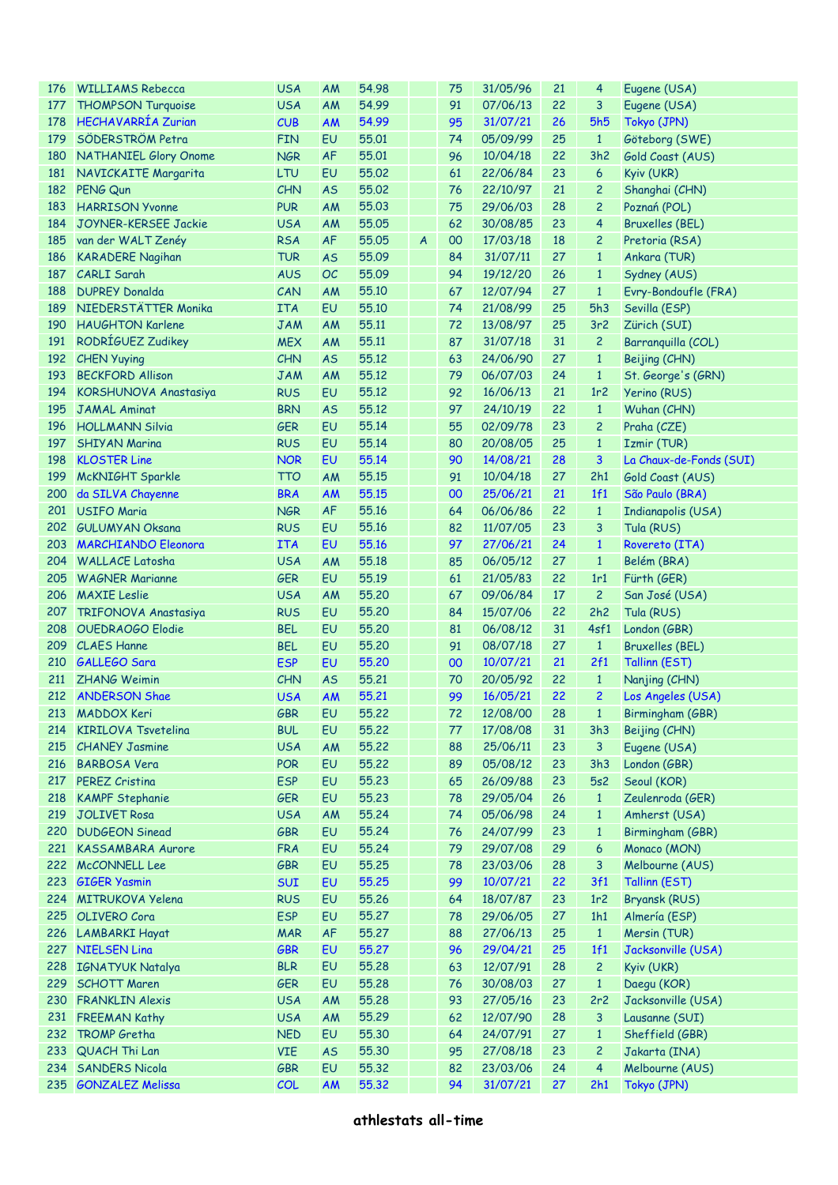| 176 | WILLIAMS Rebecca | USA | AM | 54.98 | | 75 | 31/05/96 | 21 | 4 | Eugene (USA) |
|---|---|---|---|---|---|---|---|---|---|---|
| 177 | THOMPSON Turquoise | USA | AM | 54.99 | | 91 | 07/06/13 | 22 | 3 | Eugene (USA) |
| 178 | HECHAVARRÍA Zurian | CUB | AM | 54.99 | | 95 | 31/07/21 | 26 | 5h5 | Tokyo (JPN) |
| 179 | SÖDERSTRÖM Petra | FIN | EU | 55.01 | | 74 | 05/09/99 | 25 | 1 | Göteborg (SWE) |
| 180 | NATHANIEL Glory Onome | NGR | AF | 55.01 | | 96 | 10/04/18 | 22 | 3h2 | Gold Coast (AUS) |
| 181 | NAVICKAITE Margarita | LTU | EU | 55.02 | | 61 | 22/06/84 | 23 | 6 | Kyiv (UKR) |
| 182 | PENG Qun | CHN | AS | 55.02 | | 76 | 22/10/97 | 21 | 2 | Shanghai (CHN) |
| 183 | HARRISON Yvonne | PUR | AM | 55.03 | | 75 | 29/06/03 | 28 | 2 | Poznań (POL) |
| 184 | JOYNER-KERSEE Jackie | USA | AM | 55.05 | | 62 | 30/08/85 | 23 | 4 | Bruxelles (BEL) |
| 185 | van der WALT Zenéy | RSA | AF | 55.05 | A | 00 | 17/03/18 | 18 | 2 | Pretoria (RSA) |
| 186 | KARADERE Nagihan | TUR | AS | 55.09 | | 84 | 31/07/11 | 27 | 1 | Ankara (TUR) |
| 187 | CARLI Sarah | AUS | OC | 55.09 | | 94 | 19/12/20 | 26 | 1 | Sydney (AUS) |
| 188 | DUPREY Donalda | CAN | AM | 55.10 | | 67 | 12/07/94 | 27 | 1 | Evry-Bondoufle (FRA) |
| 189 | NIEDERSTÄTTER Monika | ITA | EU | 55.10 | | 74 | 21/08/99 | 25 | 5h3 | Sevilla (ESP) |
| 190 | HAUGHTON Karlene | JAM | AM | 55.11 | | 72 | 13/08/97 | 25 | 3r2 | Zürich (SUI) |
| 191 | RODRÍGUEZ Zudikey | MEX | AM | 55.11 | | 87 | 31/07/18 | 31 | 2 | Barranquilla (COL) |
| 192 | CHEN Yuying | CHN | AS | 55.12 | | 63 | 24/06/90 | 27 | 1 | Beijing (CHN) |
| 193 | BECKFORD Allison | JAM | AM | 55.12 | | 79 | 06/07/03 | 24 | 1 | St. George's (GRN) |
| 194 | KORSHUNOVA Anastasiya | RUS | EU | 55.12 | | 92 | 16/06/13 | 21 | 1r2 | Yerino (RUS) |
| 195 | JAMAL Aminat | BRN | AS | 55.12 | | 97 | 24/10/19 | 22 | 1 | Wuhan (CHN) |
| 196 | HOLLMANN Silvia | GER | EU | 55.14 | | 55 | 02/09/78 | 23 | 2 | Praha (CZE) |
| 197 | SHIYAN Marina | RUS | EU | 55.14 | | 80 | 20/08/05 | 25 | 1 | Izmir (TUR) |
| 198 | KLOSTER Line | NOR | EU | 55.14 | | 90 | 14/08/21 | 28 | 3 | La Chaux-de-Fonds (SUI) |
| 199 | McKNIGHT Sparkle | TTO | AM | 55.15 | | 91 | 10/04/18 | 27 | 2h1 | Gold Coast (AUS) |
| 200 | da SILVA Chayenne | BRA | AM | 55.15 | | 00 | 25/06/21 | 21 | 1f1 | São Paulo (BRA) |
| 201 | USIFO Maria | NGR | AF | 55.16 | | 64 | 06/06/86 | 22 | 1 | Indianapolis (USA) |
| 202 | GULUMYAN Oksana | RUS | EU | 55.16 | | 82 | 11/07/05 | 23 | 3 | Tula (RUS) |
| 203 | MARCHIANDO Eleonora | ITA | EU | 55.16 | | 97 | 27/06/21 | 24 | 1 | Rovereto (ITA) |
| 204 | WALLACE Latosha | USA | AM | 55.18 | | 85 | 06/05/12 | 27 | 1 | Belém (BRA) |
| 205 | WAGNER Marianne | GER | EU | 55.19 | | 61 | 21/05/83 | 22 | 1r1 | Fürth (GER) |
| 206 | MAXIE Leslie | USA | AM | 55.20 | | 67 | 09/06/84 | 17 | 2 | San José (USA) |
| 207 | TRIFONOVA Anastasiya | RUS | EU | 55.20 | | 84 | 15/07/06 | 22 | 2h2 | Tula (RUS) |
| 208 | OUEDRAOGO Elodie | BEL | EU | 55.20 | | 81 | 06/08/12 | 31 | 4sf1 | London (GBR) |
| 209 | CLAES Hanne | BEL | EU | 55.20 | | 91 | 08/07/18 | 27 | 1 | Bruxelles (BEL) |
| 210 | GALLEGO Sara | ESP | EU | 55.20 | | 00 | 10/07/21 | 21 | 2f1 | Tallinn (EST) |
| 211 | ZHANG Weimin | CHN | AS | 55.21 | | 70 | 20/05/92 | 22 | 1 | Nanjing (CHN) |
| 212 | ANDERSON Shae | USA | AM | 55.21 | | 99 | 16/05/21 | 22 | 2 | Los Angeles (USA) |
| 213 | MADDOX Keri | GBR | EU | 55.22 | | 72 | 12/08/00 | 28 | 1 | Birmingham (GBR) |
| 214 | KIRILOVA Tsvetelina | BUL | EU | 55.22 | | 77 | 17/08/08 | 31 | 3h3 | Beijing (CHN) |
| 215 | CHANEY Jasmine | USA | AM | 55.22 | | 88 | 25/06/11 | 23 | 3 | Eugene (USA) |
| 216 | BARBOSA Vera | POR | EU | 55.22 | | 89 | 05/08/12 | 23 | 3h3 | London (GBR) |
| 217 | PEREZ Cristina | ESP | EU | 55.23 | | 65 | 26/09/88 | 23 | 5s2 | Seoul (KOR) |
| 218 | KAMPF Stephanie | GER | EU | 55.23 | | 78 | 29/05/04 | 26 | 1 | Zeulenroda (GER) |
| 219 | JOLIVET Rosa | USA | AM | 55.24 | | 74 | 05/06/98 | 24 | 1 | Amherst (USA) |
| 220 | DUDGEON Sinead | GBR | EU | 55.24 | | 76 | 24/07/99 | 23 | 1 | Birmingham (GBR) |
| 221 | KASSAMBARA Aurore | FRA | EU | 55.24 | | 79 | 29/07/08 | 29 | 6 | Monaco (MON) |
| 222 | McCONNELL Lee | GBR | EU | 55.25 | | 78 | 23/03/06 | 28 | 3 | Melbourne (AUS) |
| 223 | GIGER Yasmin | SUI | EU | 55.25 | | 99 | 10/07/21 | 22 | 3f1 | Tallinn (EST) |
| 224 | MITRUKOVA Yelena | RUS | EU | 55.26 | | 64 | 18/07/87 | 23 | 1r2 | Bryansk (RUS) |
| 225 | OLIVERO Cora | ESP | EU | 55.27 | | 78 | 29/06/05 | 27 | 1h1 | Almería (ESP) |
| 226 | LAMBARKI Hayat | MAR | AF | 55.27 | | 88 | 27/06/13 | 25 | 1 | Mersin (TUR) |
| 227 | NIELSEN Lina | GBR | EU | 55.27 | | 96 | 29/04/21 | 25 | 1f1 | Jacksonville (USA) |
| 228 | IGNATYUK Natalya | BLR | EU | 55.28 | | 63 | 12/07/91 | 28 | 2 | Kyiv (UKR) |
| 229 | SCHOTT Maren | GER | EU | 55.28 | | 76 | 30/08/03 | 27 | 1 | Daegu (KOR) |
| 230 | FRANKLIN Alexis | USA | AM | 55.28 | | 93 | 27/05/16 | 23 | 2r2 | Jacksonville (USA) |
| 231 | FREEMAN Kathy | USA | AM | 55.29 | | 62 | 12/07/90 | 28 | 3 | Lausanne (SUI) |
| 232 | TROMP Gretha | NED | EU | 55.30 | | 64 | 24/07/91 | 27 | 1 | Sheffield (GBR) |
| 233 | QUACH Thi Lan | VIE | AS | 55.30 | | 95 | 27/08/18 | 23 | 2 | Jakarta (INA) |
| 234 | SANDERS Nicola | GBR | EU | 55.32 | | 82 | 23/03/06 | 24 | 4 | Melbourne (AUS) |
| 235 | GONZALEZ Melissa | COL | AM | 55.32 | | 94 | 31/07/21 | 27 | 2h1 | Tokyo (JPN) |

**athlestats all-time**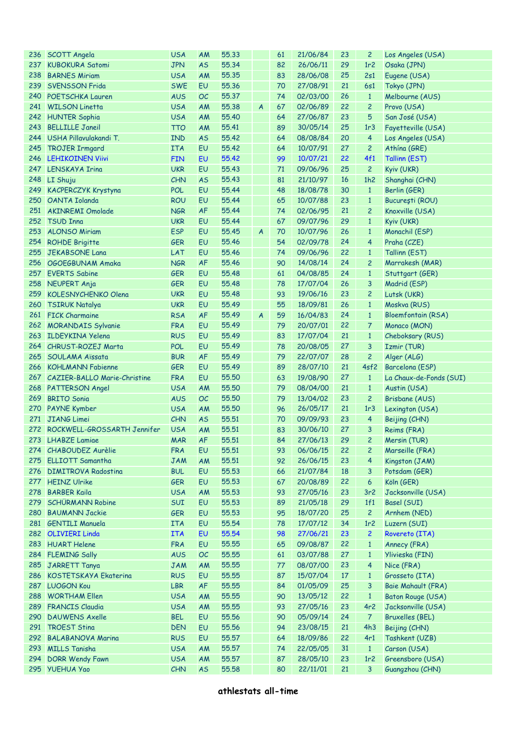| | | | | | | | | | | |
|---|---|---|---|---|---|---|---|---|---|---|
| 236 | SCOTT Angela | USA | AM | 55.33 | | 61 | 21/06/84 | 23 | 2 | Los Angeles (USA) |
| 237 | KUBOKURA Satomi | JPN | AS | 55.34 | | 82 | 26/06/11 | 29 | 1r2 | Osaka (JPN) |
| 238 | BARNES Miriam | USA | AM | 55.35 | | 83 | 28/06/08 | 25 | 2s1 | Eugene (USA) |
| 239 | SVENSSON Frida | SWE | EU | 55.36 | | 70 | 27/08/91 | 21 | 6s1 | Tokyo (JPN) |
| 240 | POETSCHKA Lauren | AUS | OC | 55.37 | | 74 | 02/03/00 | 26 | 1 | Melbourne (AUS) |
| 241 | WILSON Linetta | USA | AM | 55.38 | A | 67 | 02/06/89 | 22 | 2 | Provo (USA) |
| 242 | HUNTER Sophia | USA | AM | 55.40 | | 64 | 27/06/87 | 23 | 5 | San José (USA) |
| 243 | BELLILLE Janeil | TTO | AM | 55.41 | | 89 | 30/05/14 | 25 | 1r3 | Fayetteville (USA) |
| 244 | USHA Pillavulakandi T. | IND | AS | 55.42 | | 64 | 08/08/84 | 20 | 4 | Los Angeles (USA) |
| 245 | TROJER Irmgard | ITA | EU | 55.42 | | 64 | 10/07/91 | 27 | 2 | Athína (GRE) |
| 246 | LEHIKOINEN Viivi | FIN | EU | 55.42 | | 99 | 10/07/21 | 22 | 4f1 | Tallinn (EST) |
| 247 | LENSKAYA Irina | UKR | EU | 55.43 | | 71 | 09/06/96 | 25 | 2 | Kyiv (UKR) |
| 248 | LI Shuju | CHN | AS | 55.43 | | 81 | 21/10/97 | 16 | 1h2 | Shanghai (CHN) |
| 249 | KACPERCZYK Krystyna | POL | EU | 55.44 | | 48 | 18/08/78 | 30 | 1 | Berlin (GER) |
| 250 | OANTA Iolanda | ROU | EU | 55.44 | | 65 | 10/07/88 | 23 | 1 | Bucureşti (ROU) |
| 251 | AKINREMI Omolade | NGR | AF | 55.44 | | 74 | 02/06/95 | 21 | 2 | Knoxville (USA) |
| 252 | TSUD Inna | UKR | EU | 55.44 | | 67 | 09/07/96 | 29 | 1 | Kyiv (UKR) |
| 253 | ALONSO Miriam | ESP | EU | 55.45 | A | 70 | 10/07/96 | 26 | 1 | Monachil (ESP) |
| 254 | ROHDE Brigitte | GER | EU | 55.46 | | 54 | 02/09/78 | 24 | 4 | Praha (CZE) |
| 255 | JEKABSONE Lana | LAT | EU | 55.46 | | 74 | 09/06/96 | 22 | 1 | Tallinn (EST) |
| 256 | OGOEGBUNAM Amaka | NGR | AF | 55.46 | | 90 | 14/08/14 | 24 | 2 | Marrakesh (MAR) |
| 257 | EVERTS Sabine | GER | EU | 55.48 | | 61 | 04/08/85 | 24 | 1 | Stuttgart (GER) |
| 258 | NEUPERT Anja | GER | EU | 55.48 | | 78 | 17/07/04 | 26 | 3 | Madrid (ESP) |
| 259 | KOLESNYCHENKO Olena | UKR | EU | 55.48 | | 93 | 19/06/16 | 23 | 2 | Lutsk (UKR) |
| 260 | TSIRUK Natalya | UKR | EU | 55.49 | | 55 | 18/09/81 | 26 | 1 | Moskva (RUS) |
| 261 | FICK Charmaine | RSA | AF | 55.49 | A | 59 | 16/04/83 | 24 | 1 | Bloemfontain (RSA) |
| 262 | MORANDAIS Sylvanie | FRA | EU | 55.49 | | 79 | 20/07/01 | 22 | 7 | Monaco (MON) |
| 263 | ILDEYKINA Yelena | RUS | EU | 55.49 | | 83 | 17/07/04 | 21 | 1 | Cheboksary (RUS) |
| 264 | CHRUST-ROZEJ Marta | POL | EU | 55.49 | | 78 | 20/08/05 | 27 | 3 | Izmir (TUR) |
| 265 | SOULAMA Aïssata | BUR | AF | 55.49 | | 79 | 22/07/07 | 28 | 2 | Alger (ALG) |
| 266 | KOHLMANN Fabienne | GER | EU | 55.49 | | 89 | 28/07/10 | 21 | 4sf2 | Barcelona (ESP) |
| 267 | CAZIER-BALLO Marie-Christine | FRA | EU | 55.50 | | 63 | 19/08/90 | 27 | 1 | La Chaux-de-Fonds (SUI) |
| 268 | PATTERSON Angel | USA | AM | 55.50 | | 79 | 08/04/00 | 21 | 1 | Austin (USA) |
| 269 | BRITO Sonia | AUS | OC | 55.50 | | 79 | 13/04/02 | 23 | 2 | Brisbane (AUS) |
| 270 | PAYNE Kymber | USA | AM | 55.50 | | 96 | 26/05/17 | 21 | 1r3 | Lexington (USA) |
| 271 | JIANG Limei | CHN | AS | 55.51 | | 70 | 09/09/93 | 23 | 4 | Beijing (CHN) |
| 272 | ROCKWELL-GROSSARTH Jennifer | USA | AM | 55.51 | | 83 | 30/06/10 | 27 | 3 | Reims (FRA) |
| 273 | LHABZE Lamiae | MAR | AF | 55.51 | | 84 | 27/06/13 | 29 | 2 | Mersin (TUR) |
| 274 | CHABOUDEZ Aurèlie | FRA | EU | 55.51 | | 93 | 06/06/15 | 22 | 2 | Marseille (FRA) |
| 275 | ELLIOTT Samantha | JAM | AM | 55.51 | | 92 | 26/06/15 | 23 | 4 | Kingston (JAM) |
| 276 | DIMITROVA Radostina | BUL | EU | 55.53 | | 66 | 21/07/84 | 18 | 3 | Potsdam (GER) |
| 277 | HEINZ Ulrike | GER | EU | 55.53 | | 67 | 20/08/89 | 22 | 6 | Köln (GER) |
| 278 | BARBER Kaila | USA | AM | 55.53 | | 93 | 27/05/16 | 23 | 3r2 | Jacksonville (USA) |
| 279 | SCHÜRMANN Robine | SUI | EU | 55.53 | | 89 | 21/05/18 | 29 | 1f1 | Basel (SUI) |
| 280 | BAUMANN Jackie | GER | EU | 55.53 | | 95 | 18/07/20 | 25 | 2 | Arnhem (NED) |
| 281 | GENTILI Manuela | ITA | EU | 55.54 | | 78 | 17/07/12 | 34 | 1r2 | Luzern (SUI) |
| 282 | OLIVIERI Linda | ITA | EU | 55.54 | | 98 | 27/06/21 | 23 | 2 | Rovereto (ITA) |
| 283 | HUART Helene | FRA | EU | 55.55 | | 65 | 09/08/87 | 22 | 1 | Annecy (FRA) |
| 284 | FLEMING Sally | AUS | OC | 55.55 | | 61 | 03/07/88 | 27 | 1 | Ylivieska (FIN) |
| 285 | JARRETT Tanya | JAM | AM | 55.55 | | 77 | 08/07/00 | 23 | 4 | Nice (FRA) |
| 286 | KOSTETSKAYA Ekaterina | RUS | EU | 55.55 | | 87 | 15/07/04 | 17 | 1 | Grosseto (ITA) |
| 287 | LUOGON Kou | LBR | AF | 55.55 | | 84 | 01/05/09 | 25 | 3 | Baie Mahault (FRA) |
| 288 | WORTHAM Ellen | USA | AM | 55.55 | | 90 | 13/05/12 | 22 | 1 | Baton Rouge (USA) |
| 289 | FRANCIS Claudia | USA | AM | 55.55 | | 93 | 27/05/16 | 23 | 4r2 | Jacksonville (USA) |
| 290 | DAUWENS Axelle | BEL | EU | 55.56 | | 90 | 05/09/14 | 24 | 7 | Bruxelles (BEL) |
| 291 | TROEST Stina | DEN | EU | 55.56 | | 94 | 23/08/15 | 21 | 4h3 | Beijing (CHN) |
| 292 | BALABANOVA Marina | RUS | EU | 55.57 | | 64 | 18/09/86 | 22 | 4r1 | Tashkent (UZB) |
| 293 | MILLS Tanisha | USA | AM | 55.57 | | 74 | 22/05/05 | 31 | 1 | Carson (USA) |
| 294 | DORR Wendy Fawn | USA | AM | 55.57 | | 87 | 28/05/10 | 23 | 1r2 | Greensboro (USA) |
| 295 | YUEHUA Yao | CHN | AS | 55.58 | | 80 | 22/11/01 | 21 | 3 | Guangzhou (CHN) |

**athlestats all-time**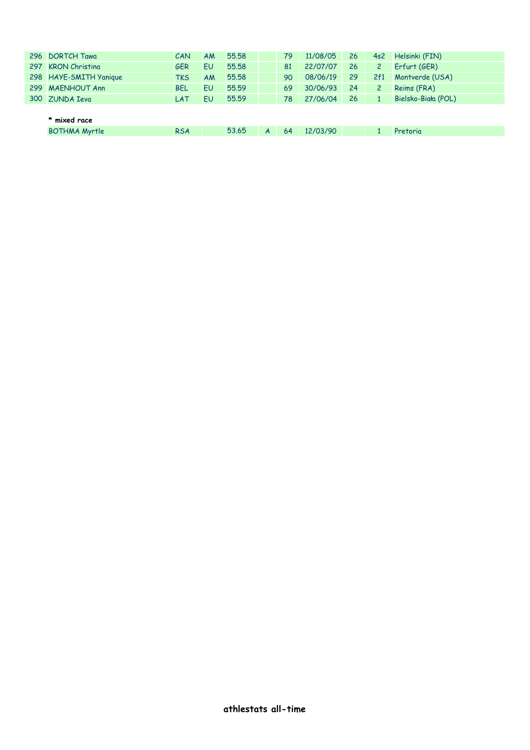| | | | | | | | | | | |
|---|---|---|---|---|---|---|---|---|---|---|
| 296 | DORTCH Tawa | CAN | AM | 55.58 | | 79 | 11/08/05 | 26 | 4s2 | Helsinki (FIN) |
| 297 | KRON Christina | GER | EU | 55.58 | | 81 | 22/07/07 | 26 | 2 | Erfurt (GER) |
| 298 | HAYE-SMITH Yanique | TKS | AM | 55.58 | | 90 | 08/06/19 | 29 | 2f1 | Montverde (USA) |
| 299 | MAENHOUT Ann | BEL | EU | 55.59 | | 69 | 30/06/93 | 24 | 2 | Reims (FRA) |
| 300 | ZUNDA Ieva | LAT | EU | 55.59 | | 78 | 27/06/04 | 26 | 1 | Bielsko-Biała (POL) |

**\* mixed race**

| | | | | | | | | | | |
|---|---|---|---|---|---|---|---|---|---|---|
| | BOTHMA Myrtle | RSA | | 53.65 | A | 64 | 12/03/90 | | 1 | Pretoria |

**athlestats all-time**